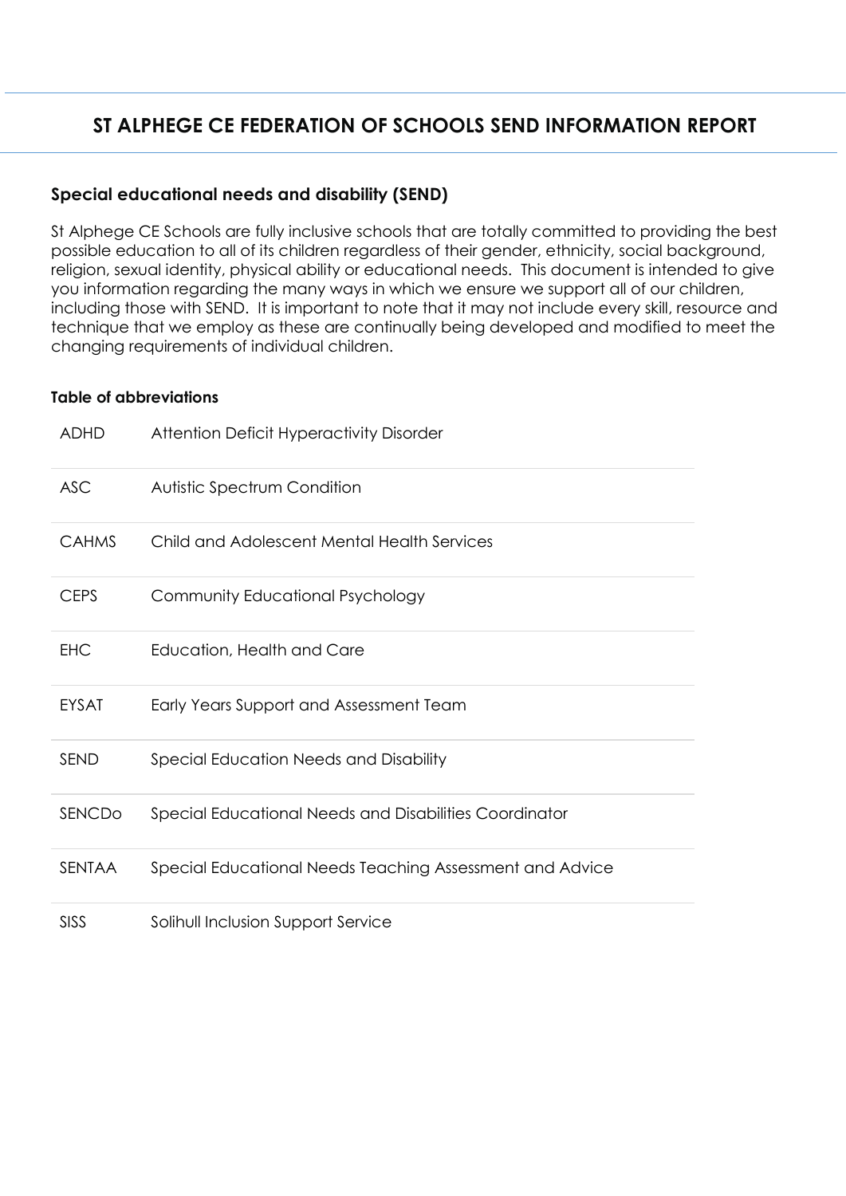# ST ALPHEGE CE FEDERATION OF SCHOOLS SEND INFORMATION REPORT

## Special educational needs and disability (SEND)

St Alphege CE Schools are fully inclusive schools that are totally committed to providing the best possible education to all of its children regardless of their gender, ethnicity, social background, religion, sexual identity, physical ability or educational needs. This document is intended to give you information regarding the many ways in which we ensure we support all of our children, including those with SEND. It is important to note that it may not include every skill, resource and technique that we employ as these are continually being developed and modified to meet the changing requirements of individual children.

### Table of abbreviations

| Abbreviation | Meaning |
| --- | --- |
| ADHD | Attention Deficit Hyperactivity Disorder |
| ASC | Autistic Spectrum Condition |
| CAHMS | Child and Adolescent Mental Health Services |
| CEPS | Community Educational Psychology |
| EHC | Education, Health and Care |
| EYSAT | Early Years Support and Assessment Team |
| SEND | Special Education Needs and Disability |
| SENCDo | Special Educational Needs and Disabilities Coordinator |
| SENTAA | Special Educational Needs Teaching Assessment and Advice |
| SISS | Solihull Inclusion Support Service |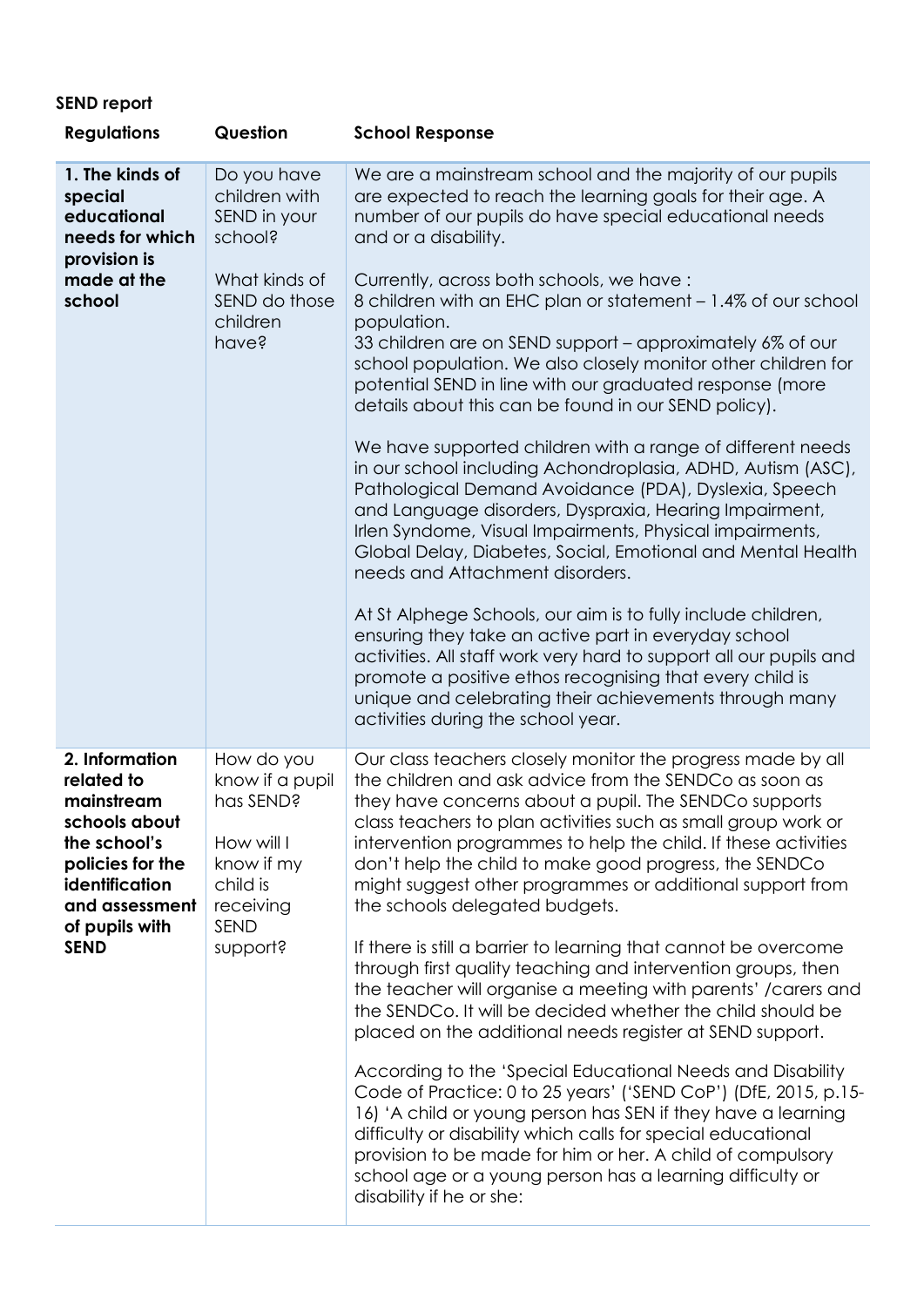**SEND report**

| Regulations | Question | School Response |
|---|---|---|
| **1. The kinds of special educational needs for which provision is made at the school** | Do you have children with SEND in your school?<br><br>What kinds of SEND do those children have? | We are a mainstream school and the majority of our pupils are expected to reach the learning goals for their age. A number of our pupils do have special educational needs and or a disability.<br><br>Currently, across both schools, we have :<br>8 children with an EHC plan or statement – 1.4% of our school population.<br>33 children are on SEND support – approximately 6% of our school population. We also closely monitor other children for potential SEND in line with our graduated response (more details about this can be found in our SEND policy).<br><br>We have supported children with a range of different needs in our school including Achondroplasia, ADHD, Autism (ASC), Pathological Demand Avoidance (PDA), Dyslexia, Speech and Language disorders, Dyspraxia, Hearing Impairment, Irlen Syndome, Visual Impairments, Physical impairments, Global Delay, Diabetes, Social, Emotional and Mental Health needs and Attachment disorders.<br><br>At St Alphege Schools, our aim is to fully include children, ensuring they take an active part in everyday school activities. All staff work very hard to support all our pupils and promote a positive ethos recognising that every child is unique and celebrating their achievements through many activities during the school year. |
| **2. Information related to mainstream schools about the school's policies for the identification and assessment of pupils with SEND** | How do you know if a pupil has SEND?<br><br>How will I know if my child is receiving SEND support? | Our class teachers closely monitor the progress made by all the children and ask advice from the SENDCo as soon as they have concerns about a pupil. The SENDCo supports class teachers to plan activities such as small group work or intervention programmes to help the child. If these activities don't help the child to make good progress, the SENDCo might suggest other programmes or additional support from the schools delegated budgets.<br><br>If there is still a barrier to learning that cannot be overcome through first quality teaching and intervention groups, then the teacher will organise a meeting with parents' /carers and the SENDCo. It will be decided whether the child should be placed on the additional needs register at SEND support.<br><br>According to the 'Special Educational Needs and Disability Code of Practice: 0 to 25 years' ('SEND CoP') (DfE, 2015, p.15-16) 'A child or young person has SEN if they have a learning difficulty or disability which calls for special educational provision to be made for him or her. A child of compulsory school age or a young person has a learning difficulty or disability if he or she: |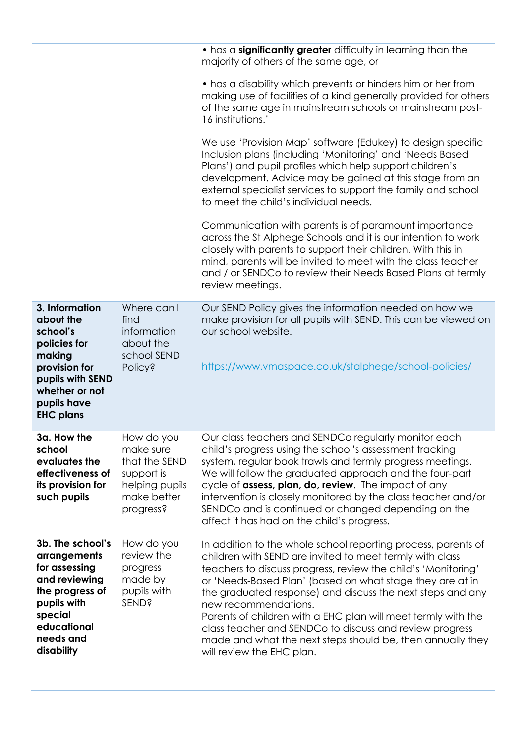| | | |
|---|---|---|
| | | • has a **significantly greater** difficulty in learning than the majority of others of the same age, or<br><br>• has a disability which prevents or hinders him or her from making use of facilities of a kind generally provided for others of the same age in mainstream schools or mainstream post-16 institutions.'<br><br>We use 'Provision Map' software (Edukey) to design specific Inclusion plans (including 'Monitoring' and 'Needs Based Plans') and pupil profiles which help support children's development. Advice may be gained at this stage from an external specialist services to support the family and school to meet the child's individual needs.<br><br>Communication with parents is of paramount importance across the St Alphege Schools and it is our intention to work closely with parents to support their children. With this in mind, parents will be invited to meet with the class teacher and / or SENDCo to review their Needs Based Plans at termly review meetings. |
| **3. Information about the school's policies for making provision for pupils with SEND whether or not pupils have EHC plans** | Where can I find information about the school SEND Policy? | Our SEND Policy gives the information needed on how we make provision for all pupils with SEND. This can be viewed on our school website.<br><br>https://www.vmaspace.co.uk/stalphege/school-policies/ |
| **3a. How the school evaluates the effectiveness of its provision for such pupils** | How do you make sure that the SEND support is helping pupils make better progress? | Our class teachers and SENDCo regularly monitor each child's progress using the school's assessment tracking system, regular book trawls and termly progress meetings. We will follow the graduated approach and the four-part cycle of **assess, plan, do, review**. The impact of any intervention is closely monitored by the class teacher and/or SENDCo and is continued or changed depending on the affect it has had on the child's progress. |
| **3b. The school's arrangements for assessing and reviewing the progress of pupils with special educational needs and disability** | How do you review the progress made by pupils with SEND? | In addition to the whole school reporting process, parents of children with SEND are invited to meet termly with class teachers to discuss progress, review the child's 'Monitoring' or 'Needs-Based Plan' (based on what stage they are at in the graduated response) and discuss the next steps and any new recommendations.<br>Parents of children with a EHC plan will meet termly with the class teacher and SENDCo to discuss and review progress made and what the next steps should be, then annually they will review the EHC plan. |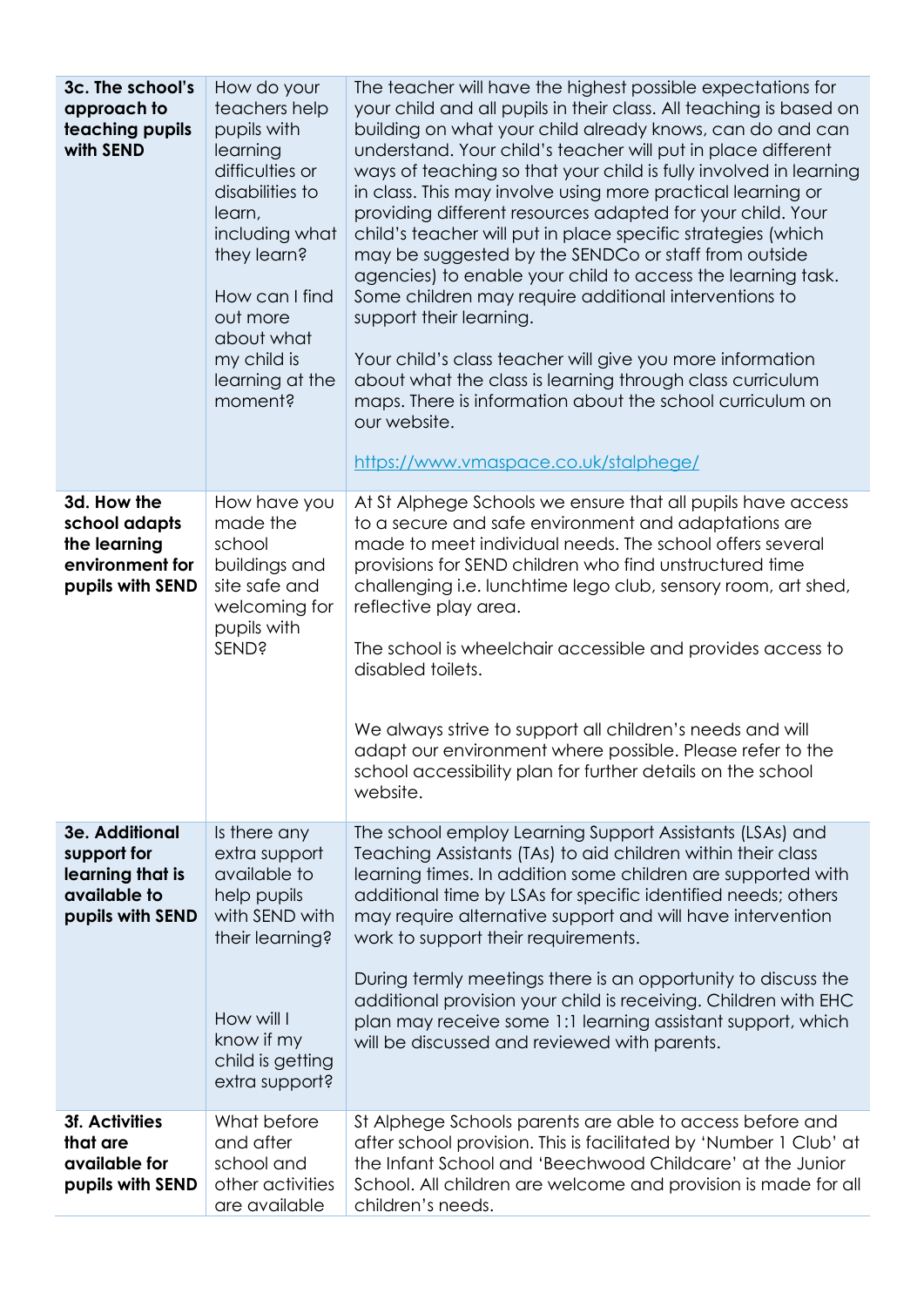| | | |
|---|---|---|
| **3c. The school's approach to teaching pupils with SEND** | How do your teachers help pupils with learning difficulties or disabilities to learn, including what they learn?<br><br>How can I find out more about what my child is learning at the moment? | The teacher will have the highest possible expectations for your child and all pupils in their class. All teaching is based on building on what your child already knows, can do and can understand. Your child's teacher will put in place different ways of teaching so that your child is fully involved in learning in class. This may involve using more practical learning or providing different resources adapted for your child. Your child's teacher will put in place specific strategies (which may be suggested by the SENDCo or staff from outside agencies) to enable your child to access the learning task. Some children may require additional interventions to support their learning.<br><br>Your child's class teacher will give you more information about what the class is learning through class curriculum maps. There is information about the school curriculum on our website.<br><br>https://www.vmaspace.co.uk/stalphege/ |
| **3d. How the school adapts the learning environment for pupils with SEND** | How have you made the school buildings and site safe and welcoming for pupils with SEND? | At St Alphege Schools we ensure that all pupils have access to a secure and safe environment and adaptations are made to meet individual needs. The school offers several provisions for SEND children who find unstructured time challenging i.e. lunchtime lego club, sensory room, art shed, reflective play area.<br><br>The school is wheelchair accessible and provides access to disabled toilets.<br><br>We always strive to support all children's needs and will adapt our environment where possible. Please refer to the school accessibility plan for further details on the school website. |
| **3e. Additional support for learning that is available to pupils with SEND** | Is there any extra support available to help pupils with SEND with their learning?<br><br>How will I know if my child is getting extra support? | The school employ Learning Support Assistants (LSAs) and Teaching Assistants (TAs) to aid children within their class learning times. In addition some children are supported with additional time by LSAs for specific identified needs; others may require alternative support and will have intervention work to support their requirements.<br><br>During termly meetings there is an opportunity to discuss the additional provision your child is receiving. Children with EHC plan may receive some 1:1 learning assistant support, which will be discussed and reviewed with parents. |
| **3f. Activities that are available for pupils with SEND** | What before and after school and other activities are available | St Alphege Schools parents are able to access before and after school provision. This is facilitated by 'Number 1 Club' at the Infant School and 'Beechwood Childcare' at the Junior School. All children are welcome and provision is made for all children's needs. |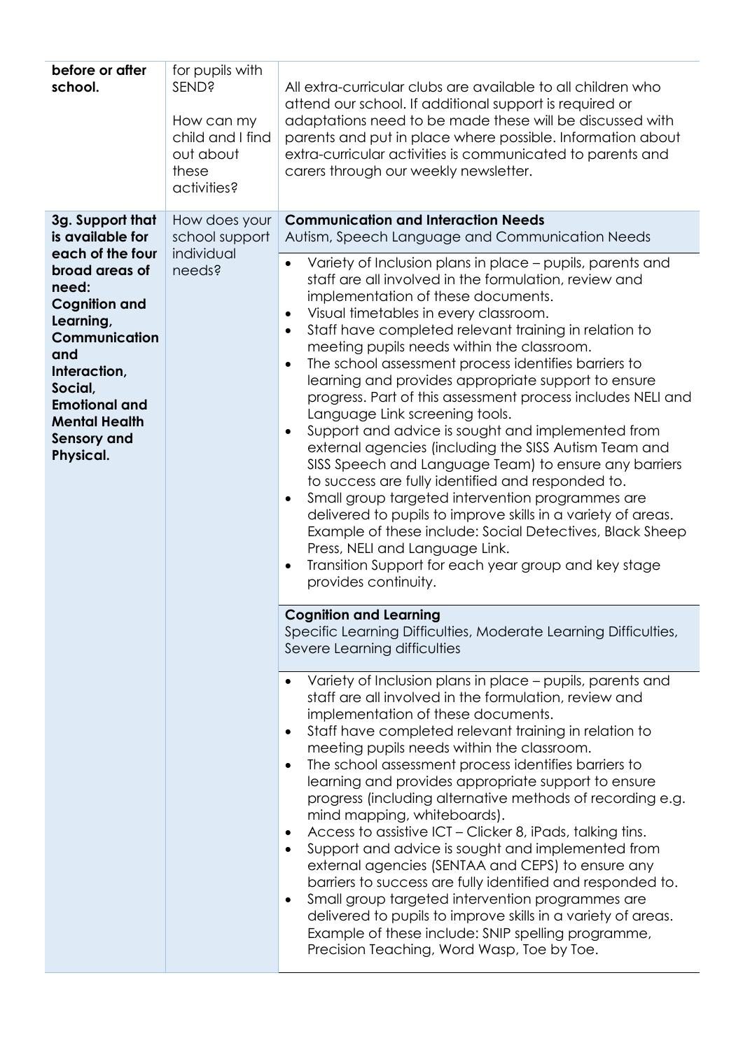| | | |
|---|---|---|
| **before or after school.** | for pupils with SEND?<br><br>How can my child and I find out about these activities? | All extra-curricular clubs are available to all children who attend our school. If additional support is required or adaptations need to be made these will be discussed with parents and put in place where possible. Information about extra-curricular activities is communicated to parents and carers through our weekly newsletter. |
| **3g. Support that is available for each of the four broad areas of need: Cognition and Learning, Communication and Interaction, Social, Emotional and Mental Health Sensory and Physical.** | How does your school support individual needs? | **Communication and Interaction Needs**<br>Autism, Speech Language and Communication Needs |
| | | • Variety of Inclusion plans in place – pupils, parents and staff are all involved in the formulation, review and implementation of these documents.<br>• Visual timetables in every classroom.<br>• Staff have completed relevant training in relation to meeting pupils needs within the classroom.<br>• The school assessment process identifies barriers to learning and provides appropriate support to ensure progress. Part of this assessment process includes NELI and Language Link screening tools.<br>• Support and advice is sought and implemented from external agencies (including the SISS Autism Team and SISS Speech and Language Team) to ensure any barriers to success are fully identified and responded to.<br>• Small group targeted intervention programmes are delivered to pupils to improve skills in a variety of areas. Example of these include: Social Detectives, Black Sheep Press, NELI and Language Link.<br>• Transition Support for each year group and key stage provides continuity. |
| | | **Cognition and Learning**<br>Specific Learning Difficulties, Moderate Learning Difficulties, Severe Learning difficulties |
| | | • Variety of Inclusion plans in place – pupils, parents and staff are all involved in the formulation, review and implementation of these documents.<br>• Staff have completed relevant training in relation to meeting pupils needs within the classroom.<br>• The school assessment process identifies barriers to learning and provides appropriate support to ensure progress (including alternative methods of recording e.g. mind mapping, whiteboards).<br>• Access to assistive ICT – Clicker 8, iPads, talking tins.<br>• Support and advice is sought and implemented from external agencies (SENTAA and CEPS) to ensure any barriers to success are fully identified and responded to.<br>• Small group targeted intervention programmes are delivered to pupils to improve skills in a variety of areas. Example of these include: SNIP spelling programme, Precision Teaching, Word Wasp, Toe by Toe. |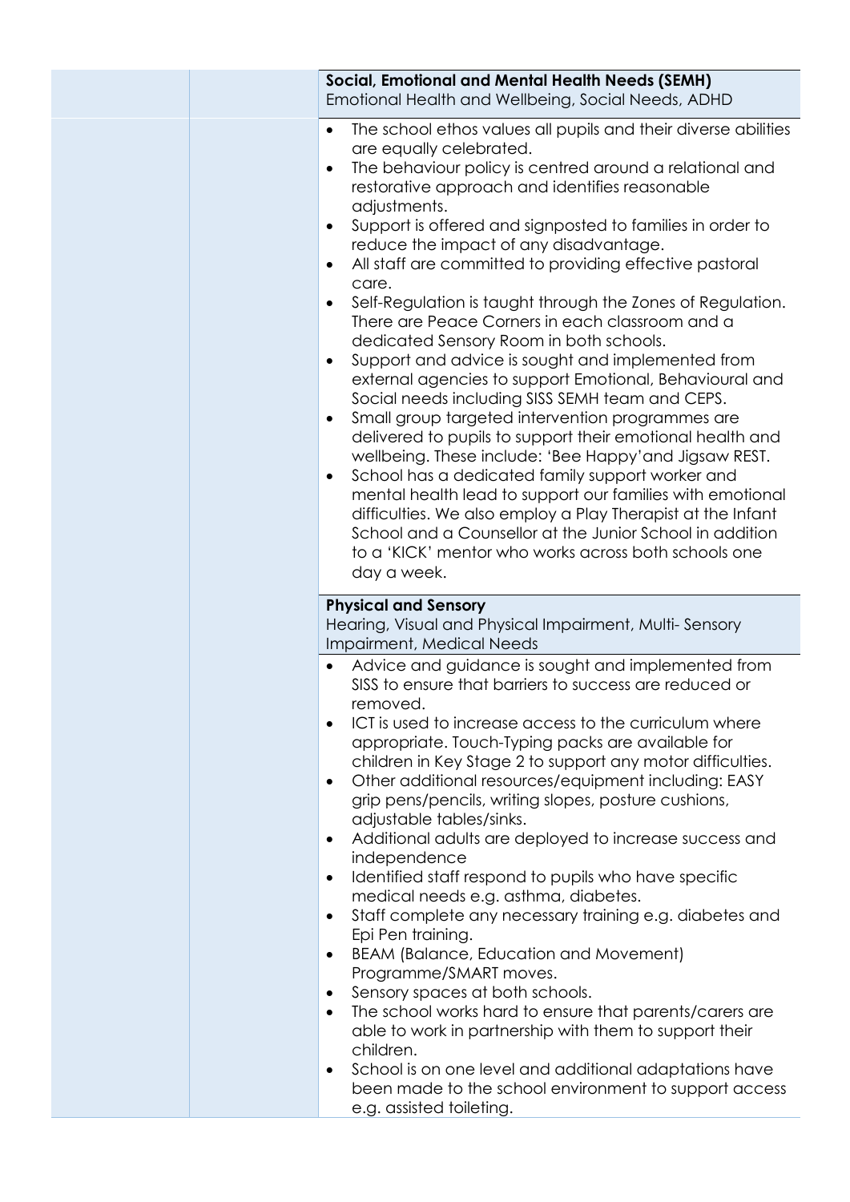| | | **Social, Emotional and Mental Health Needs (SEMH)**<br>Emotional Health and Wellbeing, Social Needs, ADHD |
|---|---|---|
| | | • The school ethos values all pupils and their diverse abilities are equally celebrated.<br>• The behaviour policy is centred around a relational and restorative approach and identifies reasonable adjustments.<br>• Support is offered and signposted to families in order to reduce the impact of any disadvantage.<br>• All staff are committed to providing effective pastoral care.<br>• Self-Regulation is taught through the Zones of Regulation. There are Peace Corners in each classroom and a dedicated Sensory Room in both schools.<br>• Support and advice is sought and implemented from external agencies to support Emotional, Behavioural and Social needs including SISS SEMH team and CEPS.<br>• Small group targeted intervention programmes are delivered to pupils to support their emotional health and wellbeing. These include: 'Bee Happy'and Jigsaw REST.<br>• School has a dedicated family support worker and mental health lead to support our families with emotional difficulties. We also employ a Play Therapist at the Infant School and a Counsellor at the Junior School in addition to a 'KICK' mentor who works across both schools one day a week. |
| | | **Physical and Sensory**<br>Hearing, Visual and Physical Impairment, Multi- Sensory Impairment, Medical Needs |
| | | • Advice and guidance is sought and implemented from SISS to ensure that barriers to success are reduced or removed.<br>• ICT is used to increase access to the curriculum where appropriate. Touch-Typing packs are available for children in Key Stage 2 to support any motor difficulties.<br>• Other additional resources/equipment including: EASY grip pens/pencils, writing slopes, posture cushions, adjustable tables/sinks.<br>• Additional adults are deployed to increase success and independence<br>• Identified staff respond to pupils who have specific medical needs e.g. asthma, diabetes.<br>• Staff complete any necessary training e.g. diabetes and Epi Pen training.<br>• BEAM (Balance, Education and Movement) Programme/SMART moves.<br>• Sensory spaces at both schools.<br>• The school works hard to ensure that parents/carers are able to work in partnership with them to support their children.<br>• School is on one level and additional adaptations have been made to the school environment to support access e.g. assisted toileting. |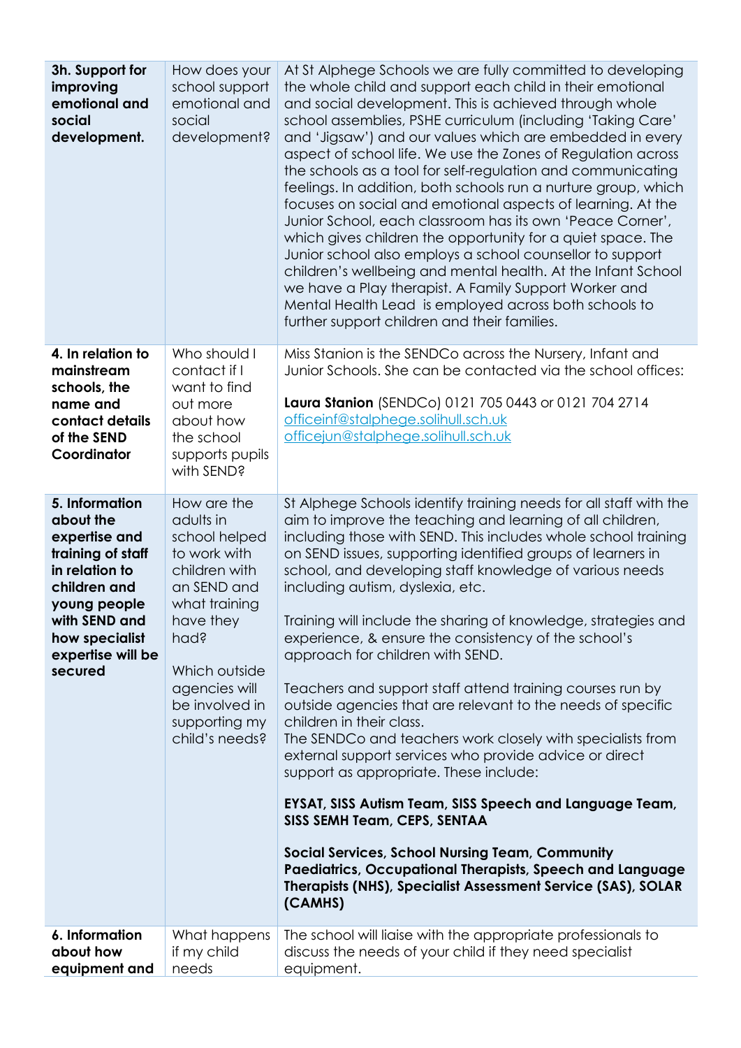| | | |
|---|---|---|
| **3h. Support for improving emotional and social development.** | How does your school support emotional and social development? | At St Alphege Schools we are fully committed to developing the whole child and support each child in their emotional and social development. This is achieved through whole school assemblies, PSHE curriculum (including 'Taking Care' and 'Jigsaw') and our values which are embedded in every aspect of school life. We use the Zones of Regulation across the schools as a tool for self-regulation and communicating feelings. In addition, both schools run a nurture group, which focuses on social and emotional aspects of learning. At the Junior School, each classroom has its own 'Peace Corner', which gives children the opportunity for a quiet space. The Junior school also employs a school counsellor to support children's wellbeing and mental health. At the Infant School we have a Play therapist. A Family Support Worker and Mental Health Lead is employed across both schools to further support children and their families. |
| **4. In relation to mainstream schools, the name and contact details of the SEND Coordinator** | Who should I contact if I want to find out more about how the school supports pupils with SEND? | Miss Stanion is the SENDCo across the Nursery, Infant and Junior Schools. She can be contacted via the school offices:<br><br>**Laura Stanion** (SENDCo) 0121 705 0443 or 0121 704 2714<br>officeinf@stalphege.solihull.sch.uk<br>officejun@stalphege.solihull.sch.uk |
| **5. Information about the expertise and training of staff in relation to children and young people with SEND and how specialist expertise will be secured** | How are the adults in school helped to work with children with an SEND and what training have they had?<br><br>Which outside agencies will be involved in supporting my child's needs? | St Alphege Schools identify training needs for all staff with the aim to improve the teaching and learning of all children, including those with SEND. This includes whole school training on SEND issues, supporting identified groups of learners in school, and developing staff knowledge of various needs including autism, dyslexia, etc.<br><br>Training will include the sharing of knowledge, strategies and experience, & ensure the consistency of the school's approach for children with SEND.<br><br>Teachers and support staff attend training courses run by outside agencies that are relevant to the needs of specific children in their class.<br>The SENDCo and teachers work closely with specialists from external support services who provide advice or direct support as appropriate. These include:<br><br>**EYSAT, SISS Autism Team, SISS Speech and Language Team, SISS SEMH Team, CEPS, SENTAA**<br><br>**Social Services, School Nursing Team, Community Paediatrics, Occupational Therapists, Speech and Language Therapists (NHS), Specialist Assessment Service (SAS), SOLAR (CAMHS)** |
| **6. Information about how equipment and** | What happens if my child needs | The school will liaise with the appropriate professionals to discuss the needs of your child if they need specialist equipment. |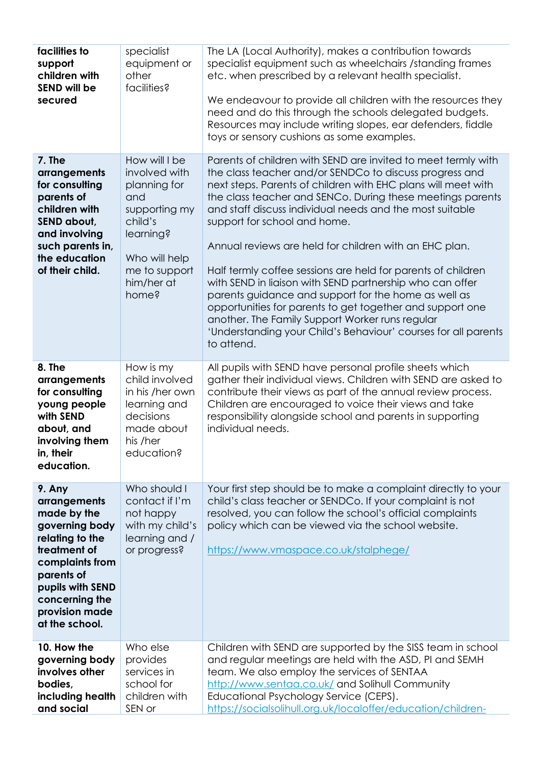| | | |
|---|---|---|
| **facilities to support children with SEND will be secured** | specialist equipment or other facilities? | The LA (Local Authority), makes a contribution towards specialist equipment such as wheelchairs /standing frames etc. when prescribed by a relevant health specialist.<br><br>We endeavour to provide all children with the resources they need and do this through the schools delegated budgets. Resources may include writing slopes, ear defenders, fiddle toys or sensory cushions as some examples. |
| **7. The arrangements for consulting parents of children with SEND about, and involving such parents in, the education of their child.** | How will I be involved with planning for and supporting my child's learning?<br><br>Who will help me to support him/her at home? | Parents of children with SEND are invited to meet termly with the class teacher and/or SENDCo to discuss progress and next steps. Parents of children with EHC plans will meet with the class teacher and SENCo. During these meetings parents and staff discuss individual needs and the most suitable support for school and home.<br><br>Annual reviews are held for children with an EHC plan.<br><br>Half termly coffee sessions are held for parents of children with SEND in liaison with SEND partnership who can offer parents guidance and support for the home as well as opportunities for parents to get together and support one another. The Family Support Worker runs regular 'Understanding your Child's Behaviour' courses for all parents to attend. |
| **8. The arrangements for consulting young people with SEND about, and involving them in, their education.** | How is my child involved in his /her own learning and decisions made about his /her education? | All pupils with SEND have personal profile sheets which gather their individual views. Children with SEND are asked to contribute their views as part of the annual review process. Children are encouraged to voice their views and take responsibility alongside school and parents in supporting individual needs. |
| **9. Any arrangements made by the governing body relating to the treatment of complaints from parents of pupils with SEND concerning the provision made at the school.** | Who should I contact if I'm not happy with my child's learning and / or progress? | Your first step should be to make a complaint directly to your child's class teacher or SENDCo. If your complaint is not resolved, you can follow the school's official complaints policy which can be viewed via the school website.<br><br>https://www.vmaspace.co.uk/stalphege/ |
| **10. How the governing body involves other bodies, including health and social** | Who else provides services in school for children with SEN or | Children with SEND are supported by the SISS team in school and regular meetings are held with the ASD, PI and SEMH team. We also employ the services of SENTAA http://www.sentaa.co.uk/ and Solihull Community Educational Psychology Service (CEPS). https://socialsolihull.org.uk/localoffer/education/children- |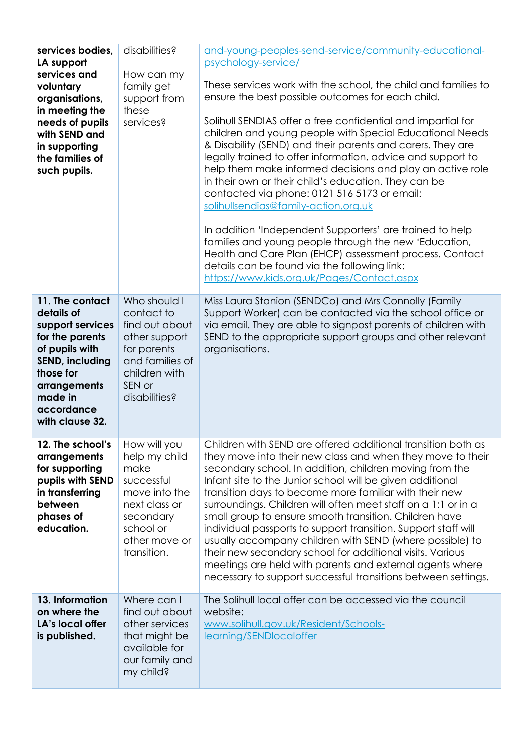| | | |
|---|---|---|
| **services bodies, LA support services and voluntary organisations, in meeting the needs of pupils with SEND and in supporting the families of such pupils.** | disabilities?<br><br>How can my family get support from these services? | [and-young-peoples-send-service/community-educational-psychology-service/](and-young-peoples-send-service/community-educational-psychology-service/)<br><br>These services work with the school, the child and families to ensure the best possible outcomes for each child.<br><br>Solihull SENDIAS offer a free confidential and impartial for children and young people with Special Educational Needs & Disability (SEND) and their parents and carers. They are legally trained to offer information, advice and support to help them make informed decisions and play an active role in their own or their child's education. They can be contacted via phone: 0121 516 5173 or email: [solihullsendias@family-action.org.uk](mailto:solihullsendias@family-action.org.uk)<br><br>In addition 'Independent Supporters' are trained to help families and young people through the new 'Education, Health and Care Plan (EHCP) assessment process. Contact details can be found via the following link: [https://www.kids.org.uk/Pages/Contact.aspx](https://www.kids.org.uk/Pages/Contact.aspx) |
| **11. The contact details of support services for the parents of pupils with SEND, including those for arrangements made in accordance with clause 32.** | Who should I contact to find out about other support for parents and families of children with SEN or disabilities? | Miss Laura Stanion (SENDCo) and Mrs Connolly (Family Support Worker) can be contacted via the school office or via email. They are able to signpost parents of children with SEND to the appropriate support groups and other relevant organisations. |
| **12. The school's arrangements for supporting pupils with SEND in transferring between phases of education.** | How will you help my child make successful move into the next class or secondary school or other move or transition. | Children with SEND are offered additional transition both as they move into their new class and when they move to their secondary school. In addition, children moving from the Infant site to the Junior school will be given additional transition days to become more familiar with their new surroundings. Children will often meet staff on a 1:1 or in a small group to ensure smooth transition. Children have individual passports to support transition. Support staff will usually accompany children with SEND (where possible) to their new secondary school for additional visits. Various meetings are held with parents and external agents where necessary to support successful transitions between settings. |
| **13. Information on where the LA's local offer is published.** | Where can I find out about other services that might be available for our family and my child? | The Solihull local offer can be accessed via the council website:<br>[www.solihull.gov.uk/Resident/Schools-learning/SENDlocaloffer](www.solihull.gov.uk/Resident/Schools-learning/SENDlocaloffer) |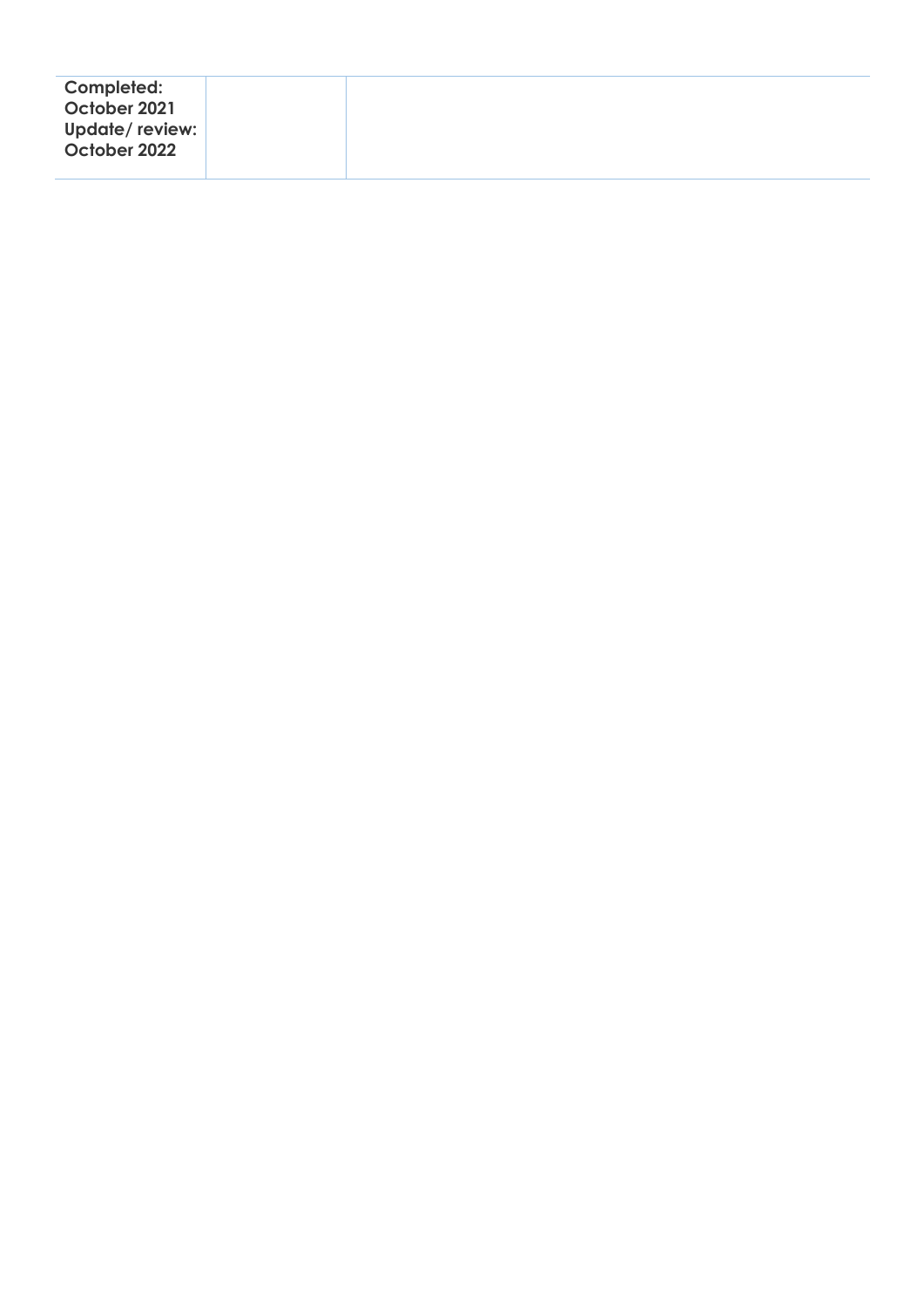| | | |
|---|---|---|
| **Completed: October 2021 Update/ review: October 2022** | | |